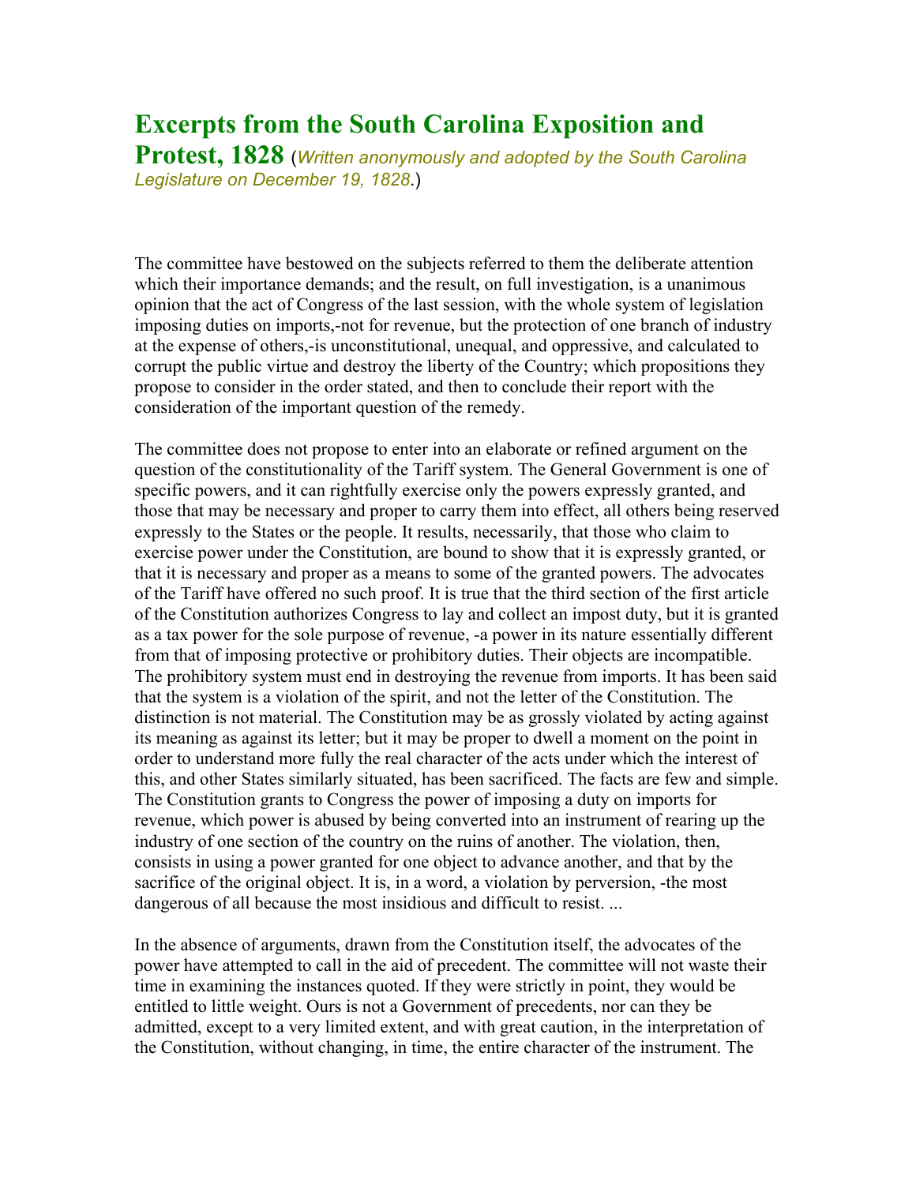# Excerpts from the South Carolina Exposition and Protest, 1828 (*Written anonymously and adopted by the South Carolina Legislature on December 19, 1828*.)

The committee have bestowed on the subjects referred to them the deliberate attention which their importance demands; and the result, on full investigation, is a unanimous opinion that the act of Congress of the last session, with the whole system of legislation imposing duties on imports,-not for revenue, but the protection of one branch of industry at the expense of others,-is unconstitutional, unequal, and oppressive, and calculated to corrupt the public virtue and destroy the liberty of the Country; which propositions they propose to consider in the order stated, and then to conclude their report with the consideration of the important question of the remedy.

The committee does not propose to enter into an elaborate or refined argument on the question of the constitutionality of the Tariff system. The General Government is one of specific powers, and it can rightfully exercise only the powers expressly granted, and those that may be necessary and proper to carry them into effect, all others being reserved expressly to the States or the people. It results, necessarily, that those who claim to exercise power under the Constitution, are bound to show that it is expressly granted, or that it is necessary and proper as a means to some of the granted powers. The advocates of the Tariff have offered no such proof. It is true that the third section of the first article of the Constitution authorizes Congress to lay and collect an impost duty, but it is granted as a tax power for the sole purpose of revenue, -a power in its nature essentially different from that of imposing protective or prohibitory duties. Their objects are incompatible. The prohibitory system must end in destroying the revenue from imports. It has been said that the system is a violation of the spirit, and not the letter of the Constitution. The distinction is not material. The Constitution may be as grossly violated by acting against its meaning as against its letter; but it may be proper to dwell a moment on the point in order to understand more fully the real character of the acts under which the interest of this, and other States similarly situated, has been sacrificed. The facts are few and simple. The Constitution grants to Congress the power of imposing a duty on imports for revenue, which power is abused by being converted into an instrument of rearing up the industry of one section of the country on the ruins of another. The violation, then, consists in using a power granted for one object to advance another, and that by the sacrifice of the original object. It is, in a word, a violation by perversion, -the most dangerous of all because the most insidious and difficult to resist. ...

In the absence of arguments, drawn from the Constitution itself, the advocates of the power have attempted to call in the aid of precedent. The committee will not waste their time in examining the instances quoted. If they were strictly in point, they would be entitled to little weight. Ours is not a Government of precedents, nor can they be admitted, except to a very limited extent, and with great caution, in the interpretation of the Constitution, without changing, in time, the entire character of the instrument. The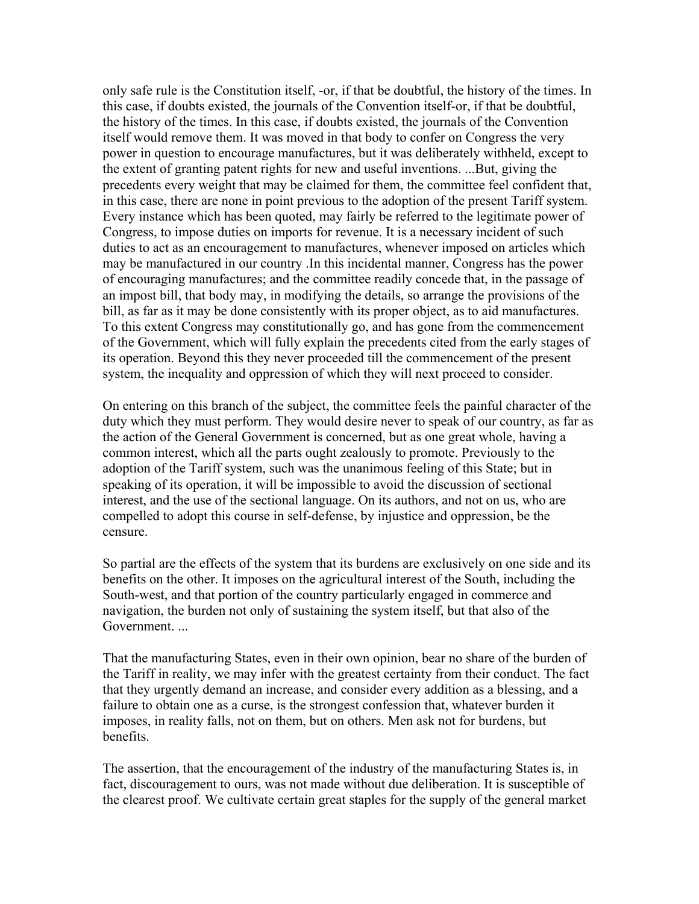only safe rule is the Constitution itself, -or, if that be doubtful, the history of the times. In this case, if doubts existed, the journals of the Convention itself-or, if that be doubtful, the history of the times. In this case, if doubts existed, the journals of the Convention itself would remove them. It was moved in that body to confer on Congress the very power in question to encourage manufactures, but it was deliberately withheld, except to the extent of granting patent rights for new and useful inventions. ...But, giving the precedents every weight that may be claimed for them, the committee feel confident that, in this case, there are none in point previous to the adoption of the present Tariff system. Every instance which has been quoted, may fairly be referred to the legitimate power of Congress, to impose duties on imports for revenue. It is a necessary incident of such duties to act as an encouragement to manufactures, whenever imposed on articles which may be manufactured in our country .In this incidental manner, Congress has the power of encouraging manufactures; and the committee readily concede that, in the passage of an impost bill, that body may, in modifying the details, so arrange the provisions of the bill, as far as it may be done consistently with its proper object, as to aid manufactures. To this extent Congress may constitutionally go, and has gone from the commencement of the Government, which will fully explain the precedents cited from the early stages of its operation. Beyond this they never proceeded till the commencement of the present system, the inequality and oppression of which they will next proceed to consider.

On entering on this branch of the subject, the committee feels the painful character of the duty which they must perform. They would desire never to speak of our country, as far as the action of the General Government is concerned, but as one great whole, having a common interest, which all the parts ought zealously to promote. Previously to the adoption of the Tariff system, such was the unanimous feeling of this State; but in speaking of its operation, it will be impossible to avoid the discussion of sectional interest, and the use of the sectional language. On its authors, and not on us, who are compelled to adopt this course in self-defense, by injustice and oppression, be the censure.

So partial are the effects of the system that its burdens are exclusively on one side and its benefits on the other. It imposes on the agricultural interest of the South, including the South-west, and that portion of the country particularly engaged in commerce and navigation, the burden not only of sustaining the system itself, but that also of the Government. ...

That the manufacturing States, even in their own opinion, bear no share of the burden of the Tariff in reality, we may infer with the greatest certainty from their conduct. The fact that they urgently demand an increase, and consider every addition as a blessing, and a failure to obtain one as a curse, is the strongest confession that, whatever burden it imposes, in reality falls, not on them, but on others. Men ask not for burdens, but benefits.

The assertion, that the encouragement of the industry of the manufacturing States is, in fact, discouragement to ours, was not made without due deliberation. It is susceptible of the clearest proof. We cultivate certain great staples for the supply of the general market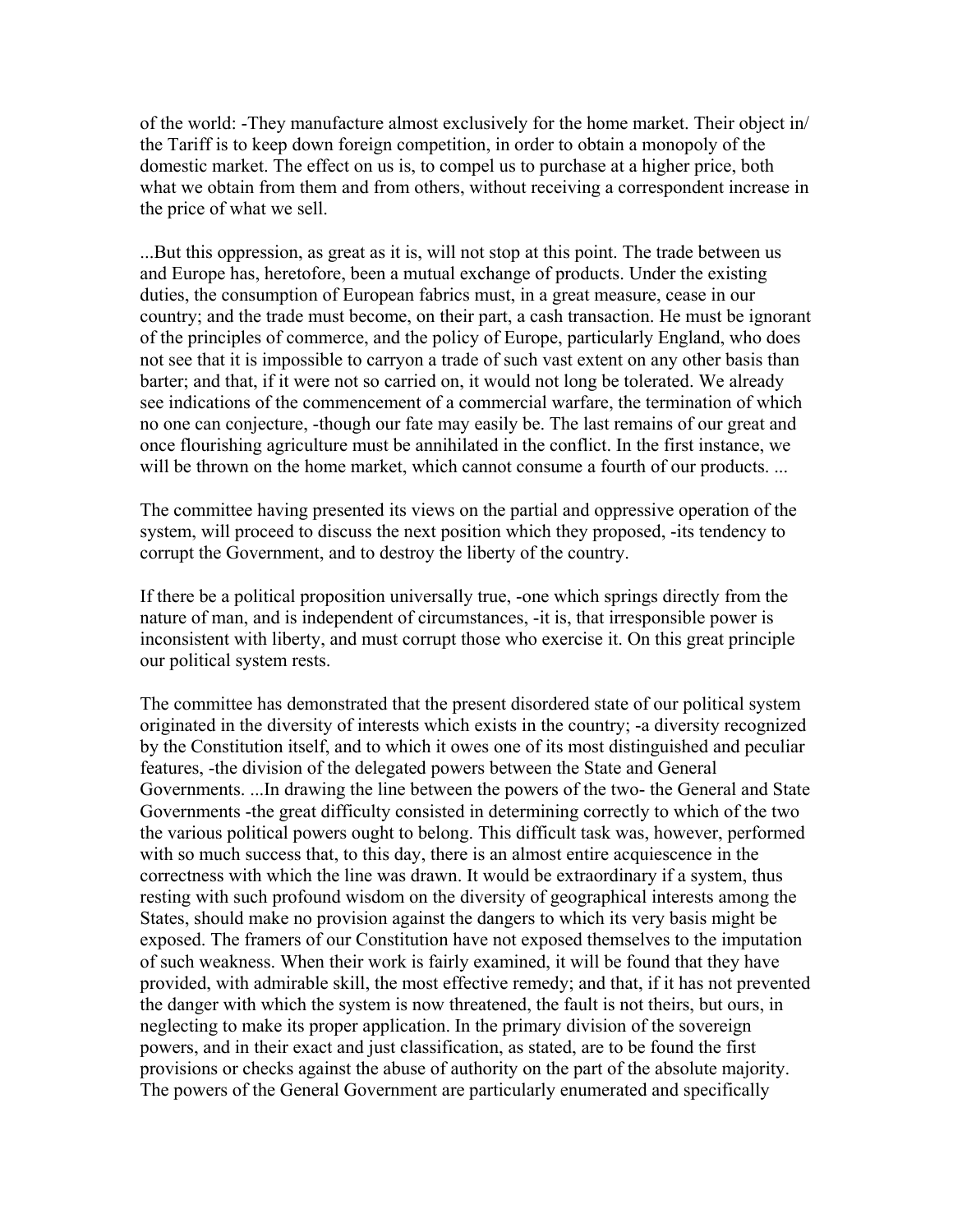of the world: -They manufacture almost exclusively for the home market. Their object in/ the Tariff is to keep down foreign competition, in order to obtain a monopoly of the domestic market. The effect on us is, to compel us to purchase at a higher price, both what we obtain from them and from others, without receiving a correspondent increase in the price of what we sell.

...But this oppression, as great as it is, will not stop at this point. The trade between us and Europe has, heretofore, been a mutual exchange of products. Under the existing duties, the consumption of European fabrics must, in a great measure, cease in our country; and the trade must become, on their part, a cash transaction. He must be ignorant of the principles of commerce, and the policy of Europe, particularly England, who does not see that it is impossible to carryon a trade of such vast extent on any other basis than barter; and that, if it were not so carried on, it would not long be tolerated. We already see indications of the commencement of a commercial warfare, the termination of which no one can conjecture, -though our fate may easily be. The last remains of our great and once flourishing agriculture must be annihilated in the conflict. In the first instance, we will be thrown on the home market, which cannot consume a fourth of our products. ...

The committee having presented its views on the partial and oppressive operation of the system, will proceed to discuss the next position which they proposed, -its tendency to corrupt the Government, and to destroy the liberty of the country.

If there be a political proposition universally true, -one which springs directly from the nature of man, and is independent of circumstances, -it is, that irresponsible power is inconsistent with liberty, and must corrupt those who exercise it. On this great principle our political system rests.

The committee has demonstrated that the present disordered state of our political system originated in the diversity of interests which exists in the country; -a diversity recognized by the Constitution itself, and to which it owes one of its most distinguished and peculiar features, -the division of the delegated powers between the State and General Governments. ...In drawing the line between the powers of the two- the General and State Governments -the great difficulty consisted in determining correctly to which of the two the various political powers ought to belong. This difficult task was, however, performed with so much success that, to this day, there is an almost entire acquiescence in the correctness with which the line was drawn. It would be extraordinary if a system, thus resting with such profound wisdom on the diversity of geographical interests among the States, should make no provision against the dangers to which its very basis might be exposed. The framers of our Constitution have not exposed themselves to the imputation of such weakness. When their work is fairly examined, it will be found that they have provided, with admirable skill, the most effective remedy; and that, if it has not prevented the danger with which the system is now threatened, the fault is not theirs, but ours, in neglecting to make its proper application. In the primary division of the sovereign powers, and in their exact and just classification, as stated, are to be found the first provisions or checks against the abuse of authority on the part of the absolute majority. The powers of the General Government are particularly enumerated and specifically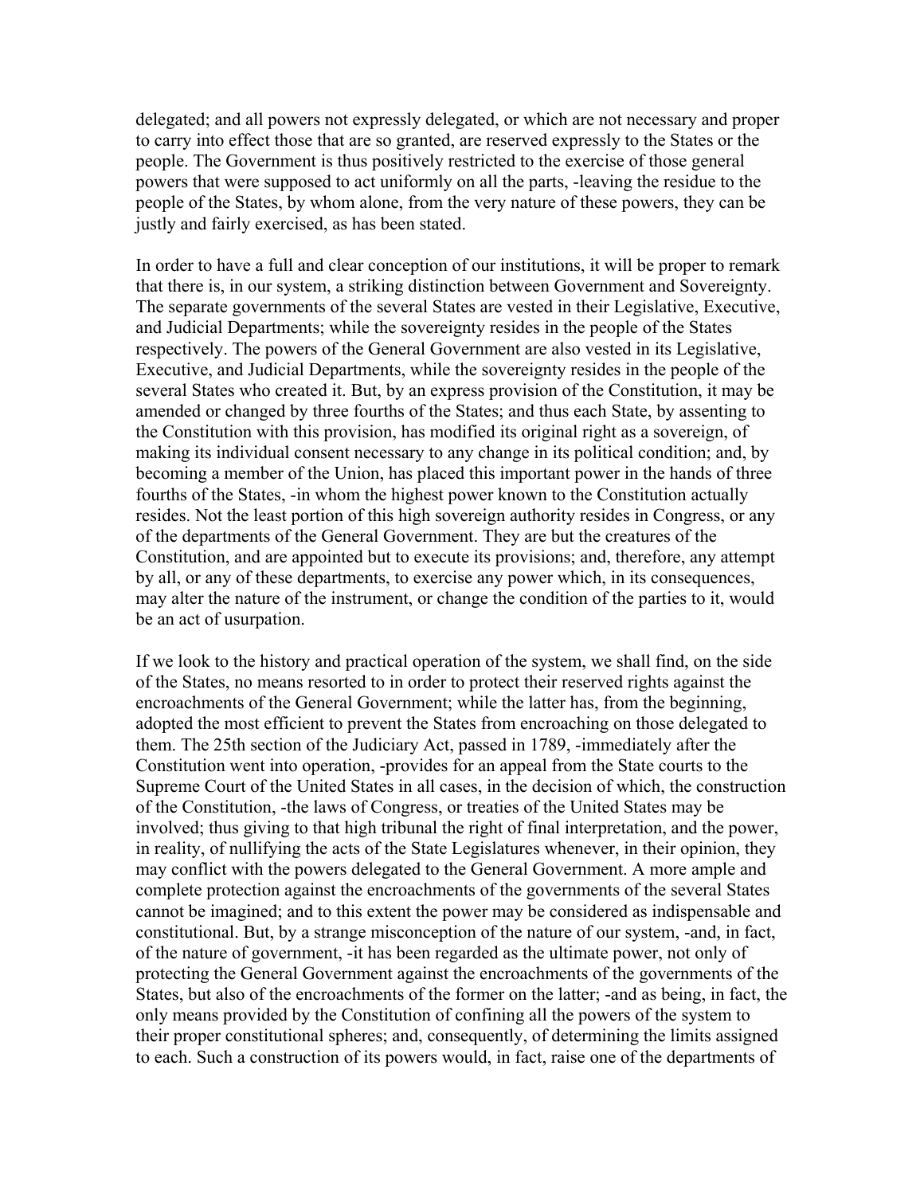delegated; and all powers not expressly delegated, or which are not necessary and proper to carry into effect those that are so granted, are reserved expressly to the States or the people. The Government is thus positively restricted to the exercise of those general powers that were supposed to act uniformly on all the parts, -leaving the residue to the people of the States, by whom alone, from the very nature of these powers, they can be justly and fairly exercised, as has been stated.

In order to have a full and clear conception of our institutions, it will be proper to remark that there is, in our system, a striking distinction between Government and Sovereignty. The separate governments of the several States are vested in their Legislative, Executive, and Judicial Departments; while the sovereignty resides in the people of the States respectively. The powers of the General Government are also vested in its Legislative, Executive, and Judicial Departments, while the sovereignty resides in the people of the several States who created it. But, by an express provision of the Constitution, it may be amended or changed by three fourths of the States; and thus each State, by assenting to the Constitution with this provision, has modified its original right as a sovereign, of making its individual consent necessary to any change in its political condition; and, by becoming a member of the Union, has placed this important power in the hands of three fourths of the States, -in whom the highest power known to the Constitution actually resides. Not the least portion of this high sovereign authority resides in Congress, or any of the departments of the General Government. They are but the creatures of the Constitution, and are appointed but to execute its provisions; and, therefore, any attempt by all, or any of these departments, to exercise any power which, in its consequences, may alter the nature of the instrument, or change the condition of the parties to it, would be an act of usurpation.

If we look to the history and practical operation of the system, we shall find, on the side of the States, no means resorted to in order to protect their reserved rights against the encroachments of the General Government; while the latter has, from the beginning, adopted the most efficient to prevent the States from encroaching on those delegated to them. The 25th section of the Judiciary Act, passed in 1789, -immediately after the Constitution went into operation, -provides for an appeal from the State courts to the Supreme Court of the United States in all cases, in the decision of which, the construction of the Constitution, -the laws of Congress, or treaties of the United States may be involved; thus giving to that high tribunal the right of final interpretation, and the power, in reality, of nullifying the acts of the State Legislatures whenever, in their opinion, they may conflict with the powers delegated to the General Government. A more ample and complete protection against the encroachments of the governments of the several States cannot be imagined; and to this extent the power may be considered as indispensable and constitutional. But, by a strange misconception of the nature of our system, -and, in fact, of the nature of government, -it has been regarded as the ultimate power, not only of protecting the General Government against the encroachments of the governments of the States, but also of the encroachments of the former on the latter; -and as being, in fact, the only means provided by the Constitution of confining all the powers of the system to their proper constitutional spheres; and, consequently, of determining the limits assigned to each. Such a construction of its powers would, in fact, raise one of the departments of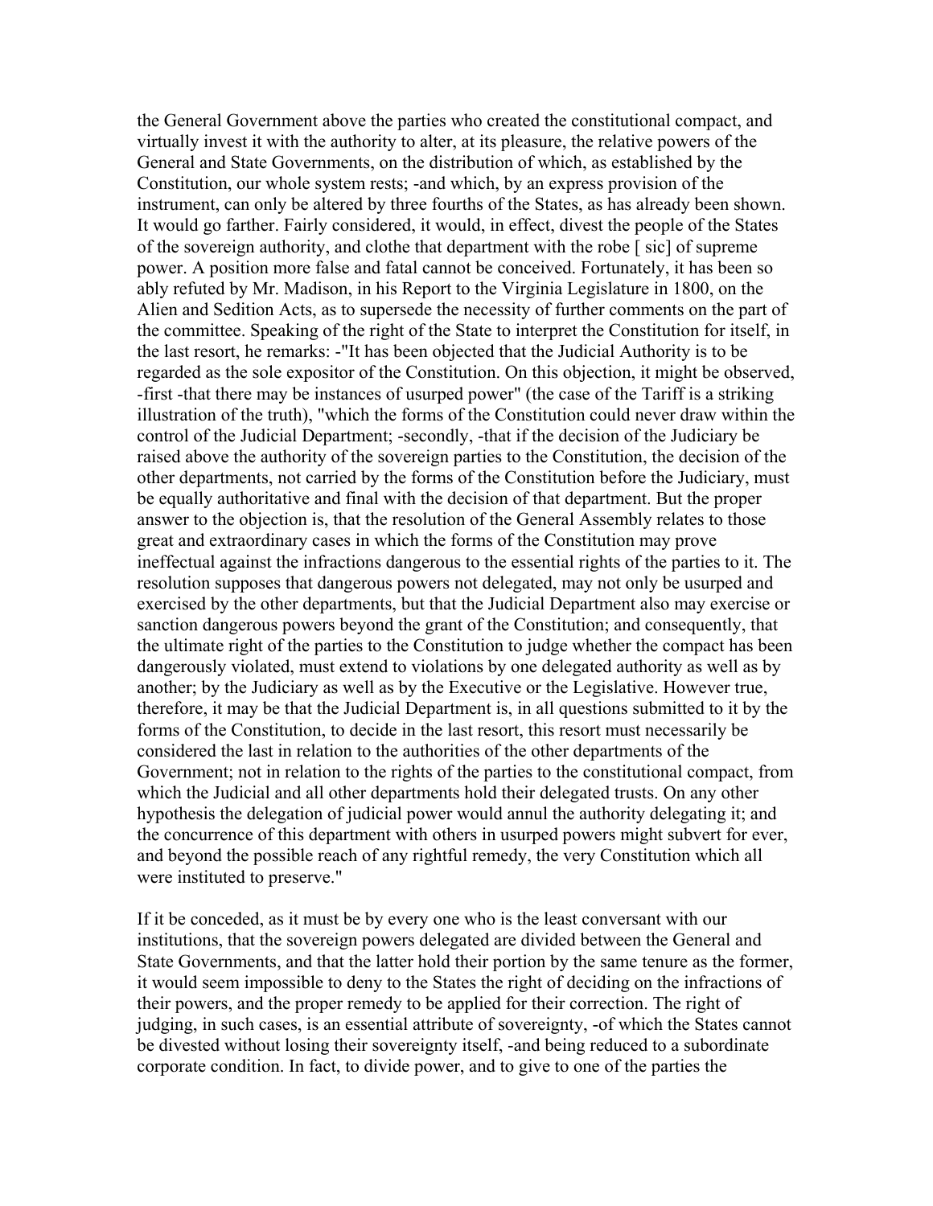the General Government above the parties who created the constitutional compact, and virtually invest it with the authority to alter, at its pleasure, the relative powers of the General and State Governments, on the distribution of which, as established by the Constitution, our whole system rests; -and which, by an express provision of the instrument, can only be altered by three fourths of the States, as has already been shown. It would go farther. Fairly considered, it would, in effect, divest the people of the States of the sovereign authority, and clothe that department with the robe [ sic] of supreme power. A position more false and fatal cannot be conceived. Fortunately, it has been so ably refuted by Mr. Madison, in his Report to the Virginia Legislature in 1800, on the Alien and Sedition Acts, as to supersede the necessity of further comments on the part of the committee. Speaking of the right of the State to interpret the Constitution for itself, in the last resort, he remarks: -"It has been objected that the Judicial Authority is to be regarded as the sole expositor of the Constitution. On this objection, it might be observed, -first -that there may be instances of usurped power" (the case of the Tariff is a striking illustration of the truth), "which the forms of the Constitution could never draw within the control of the Judicial Department; -secondly, -that if the decision of the Judiciary be raised above the authority of the sovereign parties to the Constitution, the decision of the other departments, not carried by the forms of the Constitution before the Judiciary, must be equally authoritative and final with the decision of that department. But the proper answer to the objection is, that the resolution of the General Assembly relates to those great and extraordinary cases in which the forms of the Constitution may prove ineffectual against the infractions dangerous to the essential rights of the parties to it. The resolution supposes that dangerous powers not delegated, may not only be usurped and exercised by the other departments, but that the Judicial Department also may exercise or sanction dangerous powers beyond the grant of the Constitution; and consequently, that the ultimate right of the parties to the Constitution to judge whether the compact has been dangerously violated, must extend to violations by one delegated authority as well as by another; by the Judiciary as well as by the Executive or the Legislative. However true, therefore, it may be that the Judicial Department is, in all questions submitted to it by the forms of the Constitution, to decide in the last resort, this resort must necessarily be considered the last in relation to the authorities of the other departments of the Government; not in relation to the rights of the parties to the constitutional compact, from which the Judicial and all other departments hold their delegated trusts. On any other hypothesis the delegation of judicial power would annul the authority delegating it; and the concurrence of this department with others in usurped powers might subvert for ever, and beyond the possible reach of any rightful remedy, the very Constitution which all were instituted to preserve."

If it be conceded, as it must be by every one who is the least conversant with our institutions, that the sovereign powers delegated are divided between the General and State Governments, and that the latter hold their portion by the same tenure as the former, it would seem impossible to deny to the States the right of deciding on the infractions of their powers, and the proper remedy to be applied for their correction. The right of judging, in such cases, is an essential attribute of sovereignty, -of which the States cannot be divested without losing their sovereignty itself, -and being reduced to a subordinate corporate condition. In fact, to divide power, and to give to one of the parties the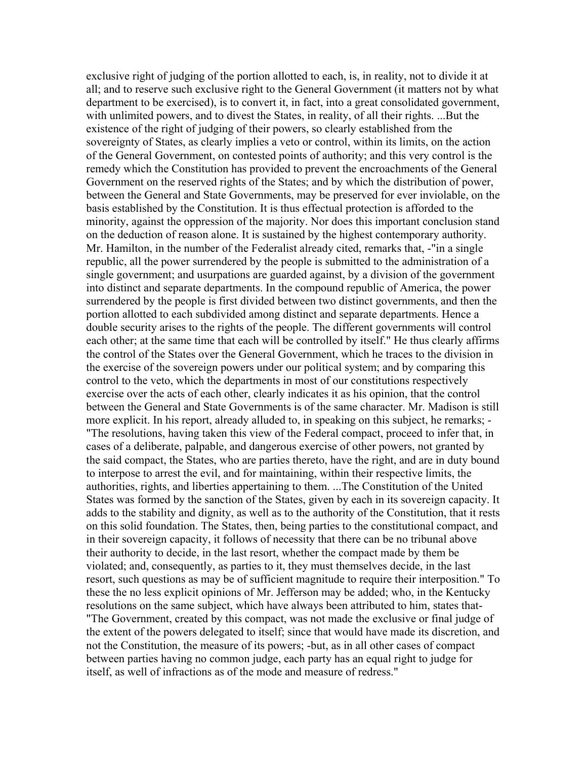exclusive right of judging of the portion allotted to each, is, in reality, not to divide it at all; and to reserve such exclusive right to the General Government (it matters not by what department to be exercised), is to convert it, in fact, into a great consolidated government, with unlimited powers, and to divest the States, in reality, of all their rights. ...But the existence of the right of judging of their powers, so clearly established from the sovereignty of States, as clearly implies a veto or control, within its limits, on the action of the General Government, on contested points of authority; and this very control is the remedy which the Constitution has provided to prevent the encroachments of the General Government on the reserved rights of the States; and by which the distribution of power, between the General and State Governments, may be preserved for ever inviolable, on the basis established by the Constitution. It is thus effectual protection is afforded to the minority, against the oppression of the majority. Nor does this important conclusion stand on the deduction of reason alone. It is sustained by the highest contemporary authority. Mr. Hamilton, in the number of the Federalist already cited, remarks that, -"in a single republic, all the power surrendered by the people is submitted to the administration of a single government; and usurpations are guarded against, by a division of the government into distinct and separate departments. In the compound republic of America, the power surrendered by the people is first divided between two distinct governments, and then the portion allotted to each subdivided among distinct and separate departments. Hence a double security arises to the rights of the people. The different governments will control each other; at the same time that each will be controlled by itself." He thus clearly affirms the control of the States over the General Government, which he traces to the division in the exercise of the sovereign powers under our political system; and by comparing this control to the veto, which the departments in most of our constitutions respectively exercise over the acts of each other, clearly indicates it as his opinion, that the control between the General and State Governments is of the same character. Mr. Madison is still more explicit. In his report, already alluded to, in speaking on this subject, he remarks; - "The resolutions, having taken this view of the Federal compact, proceed to infer that, in cases of a deliberate, palpable, and dangerous exercise of other powers, not granted by the said compact, the States, who are parties thereto, have the right, and are in duty bound to interpose to arrest the evil, and for maintaining, within their respective limits, the authorities, rights, and liberties appertaining to them. ...The Constitution of the United States was formed by the sanction of the States, given by each in its sovereign capacity. It adds to the stability and dignity, as well as to the authority of the Constitution, that it rests on this solid foundation. The States, then, being parties to the constitutional compact, and in their sovereign capacity, it follows of necessity that there can be no tribunal above their authority to decide, in the last resort, whether the compact made by them be violated; and, consequently, as parties to it, they must themselves decide, in the last resort, such questions as may be of sufficient magnitude to require their interposition." To these the no less explicit opinions of Mr. Jefferson may be added; who, in the Kentucky resolutions on the same subject, which have always been attributed to him, states that- "The Government, created by this compact, was not made the exclusive or final judge of the extent of the powers delegated to itself; since that would have made its discretion, and not the Constitution, the measure of its powers; -but, as in all other cases of compact between parties having no common judge, each party has an equal right to judge for itself, as well of infractions as of the mode and measure of redress."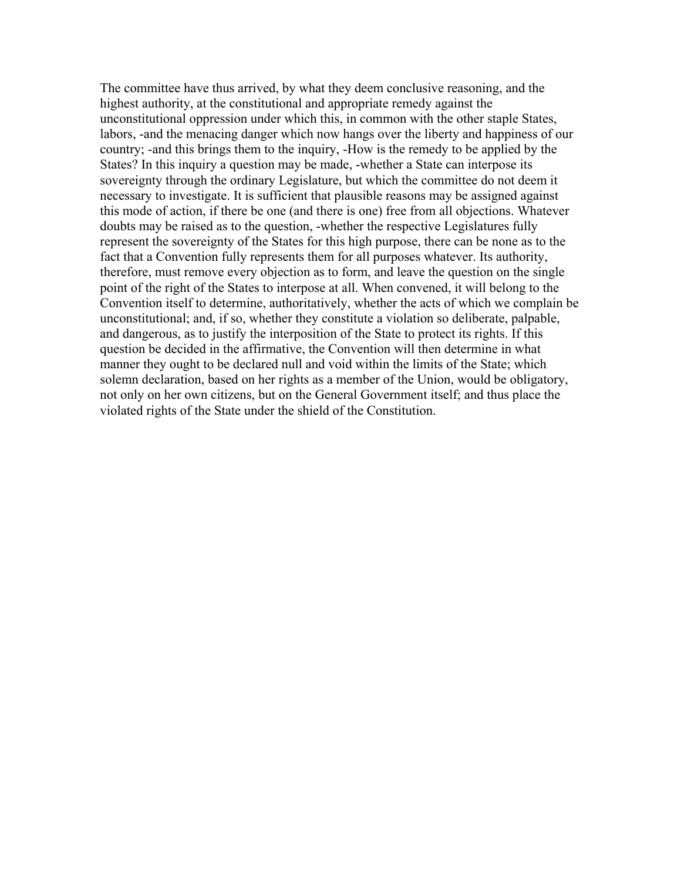The committee have thus arrived, by what they deem conclusive reasoning, and the highest authority, at the constitutional and appropriate remedy against the unconstitutional oppression under which this, in common with the other staple States, labors, -and the menacing danger which now hangs over the liberty and happiness of our country; -and this brings them to the inquiry, -How is the remedy to be applied by the States? In this inquiry a question may be made, -whether a State can interpose its sovereignty through the ordinary Legislature, but which the committee do not deem it necessary to investigate. It is sufficient that plausible reasons may be assigned against this mode of action, if there be one (and there is one) free from all objections. Whatever doubts may be raised as to the question, -whether the respective Legislatures fully represent the sovereignty of the States for this high purpose, there can be none as to the fact that a Convention fully represents them for all purposes whatever. Its authority, therefore, must remove every objection as to form, and leave the question on the single point of the right of the States to interpose at all. When convened, it will belong to the Convention itself to determine, authoritatively, whether the acts of which we complain be unconstitutional; and, if so, whether they constitute a violation so deliberate, palpable, and dangerous, as to justify the interposition of the State to protect its rights. If this question be decided in the affirmative, the Convention will then determine in what manner they ought to be declared null and void within the limits of the State; which solemn declaration, based on her rights as a member of the Union, would be obligatory, not only on her own citizens, but on the General Government itself; and thus place the violated rights of the State under the shield of the Constitution.